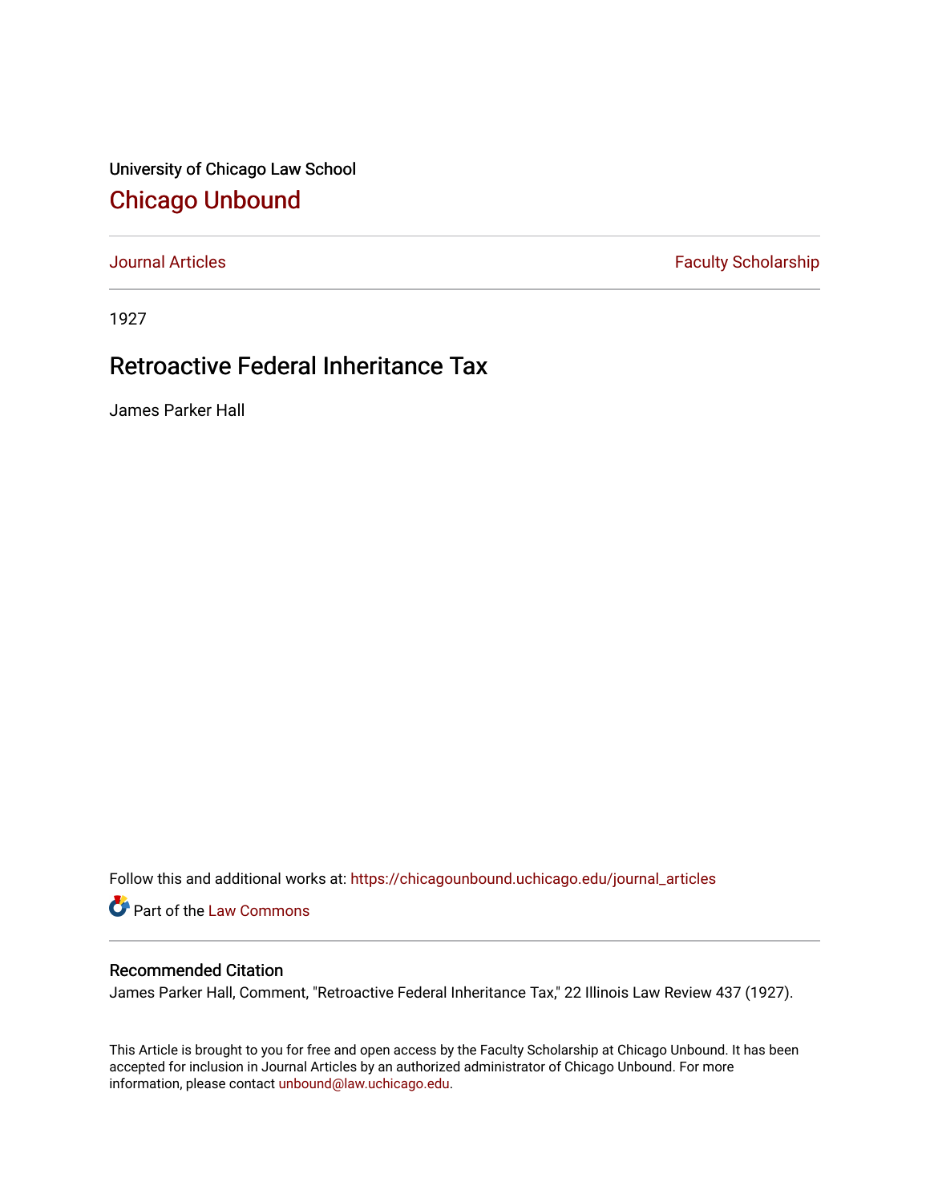University of Chicago Law School

# Chicago Unbound

Journal Articles | Faculty Scholarship

1927

## Retroactive Federal Inheritance Tax

James Parker Hall

Follow this and additional works at: https://chicagounbound.uchicago.edu/journal_articles

Part of the Law Commons

### Recommended Citation

James Parker Hall, Comment, "Retroactive Federal Inheritance Tax," 22 Illinois Law Review 437 (1927).

This Article is brought to you for free and open access by the Faculty Scholarship at Chicago Unbound. It has been accepted for inclusion in Journal Articles by an authorized administrator of Chicago Unbound. For more information, please contact unbound@law.uchicago.edu.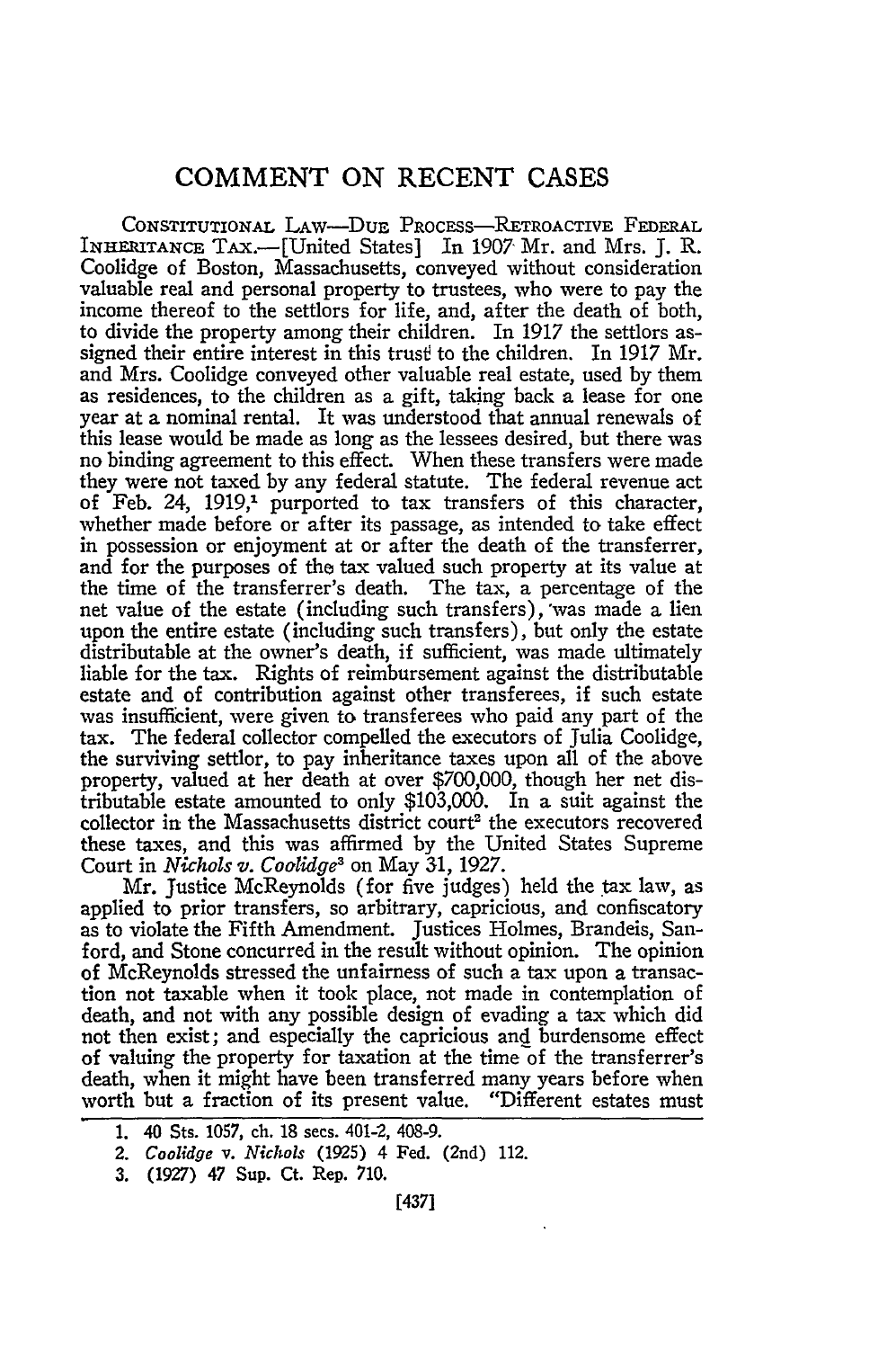# COMMENT ON RECENT CASES

CONSTITUTIONAL LAW—DUE PROCESS—RETROACTIVE FEDERAL INHERITANCE TAX.—[United States] In 1907 Mr. and Mrs. J. R. Coolidge of Boston, Massachusetts, conveyed without consideration valuable real and personal property to trustees, who were to pay the income thereof to the settlors for life, and, after the death of both, to divide the property among their children. In 1917 the settlors assigned their entire interest in this trust to the children. In 1917 Mr. and Mrs. Coolidge conveyed other valuable real estate, used by them as residences, to the children as a gift, taking back a lease for one year at a nominal rental. It was understood that annual renewals of this lease would be made as long as the lessees desired, but there was no binding agreement to this effect. When these transfers were made they were not taxed by any federal statute. The federal revenue act of Feb. 24, 1919,[1] purported to tax transfers of this character, whether made before or after its passage, as intended to take effect in possession or enjoyment at or after the death of the transferrer, and for the purposes of the tax valued such property at its value at the time of the transferrer's death. The tax, a percentage of the net value of the estate (including such transfers), was made a lien upon the entire estate (including such transfers), but only the estate distributable at the owner's death, if sufficient, was made ultimately liable for the tax. Rights of reimbursement against the distributable estate and of contribution against other transferees, if such estate was insufficient, were given to transferees who paid any part of the tax. The federal collector compelled the executors of Julia Coolidge, the surviving settlor, to pay inheritance taxes upon all of the above property, valued at her death at over $700,000, though her net distributable estate amounted to only $103,000. In a suit against the collector in the Massachusetts district court[2] the executors recovered these taxes, and this was affirmed by the United States Supreme Court in *Nichols v. Coolidge*[3] on May 31, 1927.

Mr. Justice McReynolds (for five judges) held the tax law, as applied to prior transfers, so arbitrary, capricious, and confiscatory as to violate the Fifth Amendment. Justices Holmes, Brandeis, Sanford, and Stone concurred in the result without opinion. The opinion of McReynolds stressed the unfairness of such a tax upon a transaction not taxable when it took place, not made in contemplation of death, and not with any possible design of evading a tax which did not then exist; and especially the capricious and burdensome effect of valuing the property for taxation at the time of the transferrer's death, when it might have been transferred many years before when worth but a fraction of its present value. "Different estates must

1. 40 Sts. 1057, ch. 18 secs. 401-2, 408-9.
2. *Coolidge* v. *Nichols* (1925) 4 Fed. (2nd) 112.
3. (1927) 47 Sup. Ct. Rep. 710.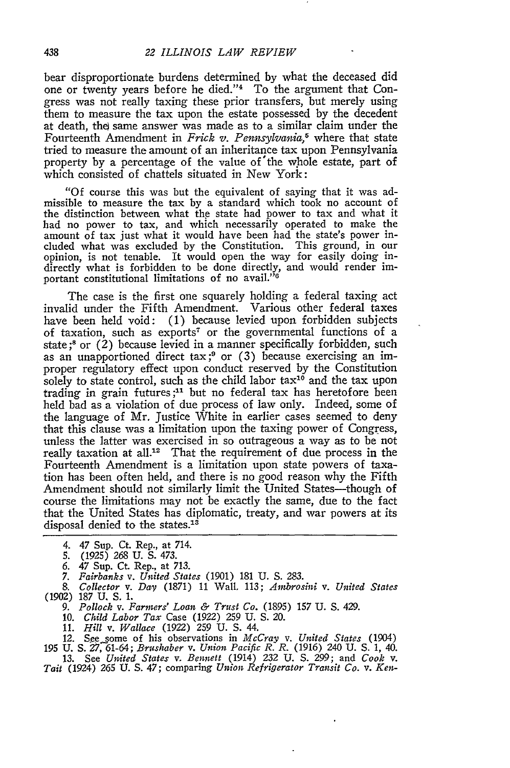bear disproportionate burdens determined by what the deceased did one or twenty years before he died."[4] To the argument that Congress was not really taxing these prior transfers, but merely using them to measure the tax upon the estate possessed by the decedent at death, the same answer was made as to a similar claim under the Fourteenth Amendment in *Frick v. Pennsylvania*,[5] where that state tried to measure the amount of an inheritance tax upon Pennsylvania property by a percentage of the value of the whole estate, part of which consisted of chattels situated in New York:

> "Of course this was but the equivalent of saying that it was admissible to measure the tax by a standard which took no account of the distinction between what the state had power to tax and what it had no power to tax, and which necessarily operated to make the amount of tax just what it would have been had the state's power included what was excluded by the Constitution. This ground, in our opinion, is not tenable. It would open the way for easily doing indirectly what is forbidden to be done directly, and would render important constitutional limitations of no avail."[6]

The case is the first one squarely holding a federal taxing act invalid under the Fifth Amendment. Various other federal taxes have been held void: (1) because levied upon forbidden subjects of taxation, such as exports[7] or the governmental functions of a state;[8] or (2) because levied in a manner specifically forbidden, such as an unapportioned direct tax;[9] or (3) because exercising an improper regulatory effect upon conduct reserved by the Constitution solely to state control, such as the child labor tax[10] and the tax upon trading in grain futures;[11] but no federal tax has heretofore been held bad as a violation of due process of law only. Indeed, some of the language of Mr. Justice White in earlier cases seemed to deny that this clause was a limitation upon the taxing power of Congress, unless the latter was exercised in so outrageous a way as to be not really taxation at all.[12] That the requirement of due process in the Fourteenth Amendment is a limitation upon state powers of taxation has been often held, and there is no good reason why the Fifth Amendment should not similarly limit the United States—though of course the limitations may not be exactly the same, due to the fact that the United States has diplomatic, treaty, and war powers at its disposal denied to the states.[13]

---

4. 47 Sup. Ct. Rep., at 714.
5. (1925) 268 U. S. 473.
6. 47 Sup. Ct. Rep., at 713.
7. *Fairbanks* v. *United States* (1901) 181 U. S. 283.
8. *Collector* v. *Day* (1871) 11 Wall. 113; *Ambrosini* v. *United States* (1902) 187 U. S. 1.
9. *Pollock* v. *Farmers' Loan & Trust Co.* (1895) 157 U. S. 429.
10. *Child Labor Tax* Case (1922) 259 U. S. 20.
11. *Hill* v. *Wallace* (1922) 259 U. S. 44.
12. See some of his observations in *McCray* v. *United States* (1904) 195 U. S. 27, 61-64; *Brushaber* v. *Union Pacific R. R.* (1916) 240 U. S. 1, 40.
13. See *United States* v. *Bennett* (1914) 232 U. S. 299; and *Cook* v. *Tait* (1924) 265 U. S. 47; comparing *Union Refrigerator Transit Co.* v. *Ken-*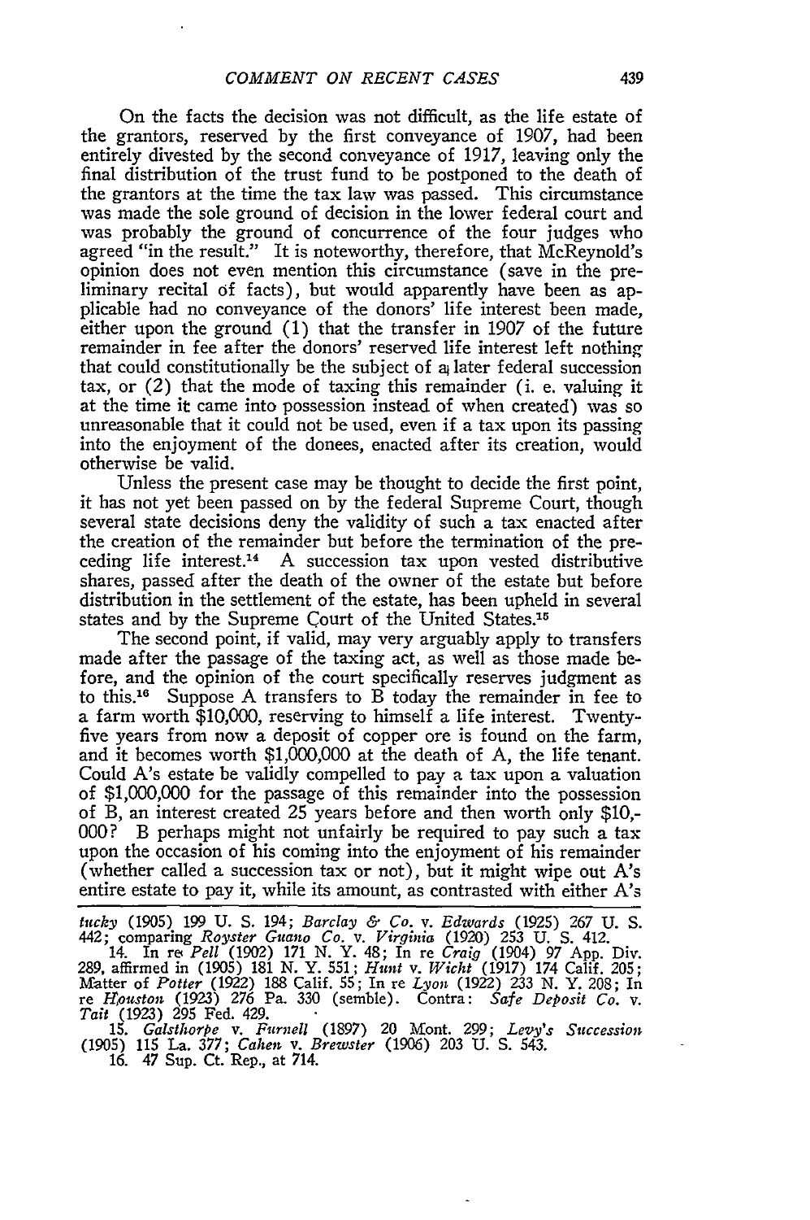On the facts the decision was not difficult, as the life estate of the grantors, reserved by the first conveyance of 1907, had been entirely divested by the second conveyance of 1917, leaving only the final distribution of the trust fund to be postponed to the death of the grantors at the time the tax law was passed. This circumstance was made the sole ground of decision in the lower federal court and was probably the ground of concurrence of the four judges who agreed "in the result." It is noteworthy, therefore, that McReynold's opinion does not even mention this circumstance (save in the preliminary recital of facts), but would apparently have been as applicable had no conveyance of the donors' life interest been made, either upon the ground (1) that the transfer in 1907 of the future remainder in fee after the donors' reserved life interest left nothing that could constitutionally be the subject of a later federal succession tax, or (2) that the mode of taxing this remainder (i. e. valuing it at the time it came into possession instead of when created) was so unreasonable that it could not be used, even if a tax upon its passing into the enjoyment of the donees, enacted after its creation, would otherwise be valid.

Unless the present case may be thought to decide the first point, it has not yet been passed on by the federal Supreme Court, though several state decisions deny the validity of such a tax enacted after the creation of the remainder but before the termination of the preceding life interest.[14] A succession tax upon vested distributive shares, passed after the death of the owner of the estate but before distribution in the settlement of the estate, has been upheld in several states and by the Supreme Court of the United States.[15]

The second point, if valid, may very arguably apply to transfers made after the passage of the taxing act, as well as those made before, and the opinion of the court specifically reserves judgment as to this.[16] Suppose A transfers to B today the remainder in fee to a farm worth \$10,000, reserving to himself a life interest. Twenty-five years from now a deposit of copper ore is found on the farm, and it becomes worth \$1,000,000 at the death of A, the life tenant. Could A's estate be validly compelled to pay a tax upon a valuation of \$1,000,000 for the passage of this remainder into the possession of B, an interest created 25 years before and then worth only \$10,000? B perhaps might not unfairly be required to pay such a tax upon the occasion of his coming into the enjoyment of his remainder (whether called a succession tax or not), but it might wipe out A's entire estate to pay it, while its amount, as contrasted with either A's

---

*tucky* (1905) 199 U. S. 194; *Barclay & Co.* v. *Edwards* (1925) 267 U. S. 442; comparing *Royster Guano Co.* v. *Virginia* (1920) 253 U. S. 412.

14. In re *Pell* (1902) 171 N. Y. 48; In re *Craig* (1904) 97 App. Div. 289, affirmed in (1905) 181 N. Y. 551; *Hunt* v. *Wicht* (1917) 174 Calif. 205; Matter of *Potter* (1922) 188 Calif. 55; In re *Lyon* (1922) 233 N. Y. 208; In re *Houston* (1923) 276 Pa. 330 (semble). Contra: *Safe Deposit Co.* v. *Tait* (1923) 295 Fed. 429.

15. *Galsthorpe* v. *Furnell* (1897) 20 Mont. 299; *Levy's Succession* (1905) 115 La. 377; *Cahen* v. *Brewster* (1906) 203 U. S. 543.

16. 47 Sup. Ct. Rep., at 714.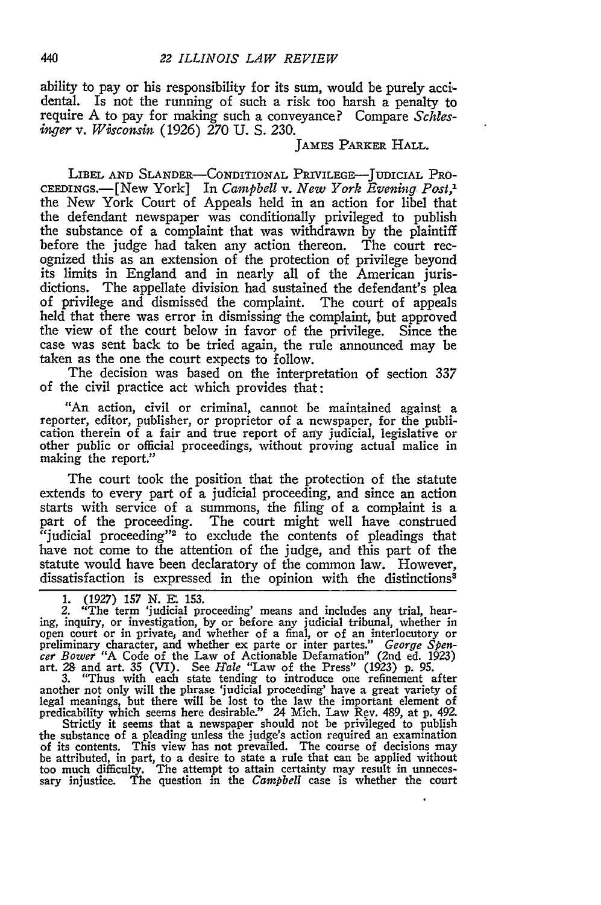ability to pay or his responsibility for its sum, would be purely accidental. Is not the running of such a risk too harsh a penalty to require A to pay for making such a conveyance? Compare *Schlesinger* v. *Wisconsin* (1926) 270 U. S. 230.

JAMES PARKER HALL.

LIBEL AND SLANDER—CONDITIONAL PRIVILEGE—JUDICIAL PROCEEDINGS.—[New York] In *Campbell* v. *New York Evening Post*,[1] the New York Court of Appeals held in an action for libel that the defendant newspaper was conditionally privileged to publish the substance of a complaint that was withdrawn by the plaintiff before the judge had taken any action thereon. The court recognized this as an extension of the protection of privilege beyond its limits in England and in nearly all of the American jurisdictions. The appellate division had sustained the defendant's plea of privilege and dismissed the complaint. The court of appeals held that there was error in dismissing the complaint, but approved the view of the court below in favor of the privilege. Since the case was sent back to be tried again, the rule announced may be taken as the one the court expects to follow.

The decision was based on the interpretation of section 337 of the civil practice act which provides that:

"An action, civil or criminal, cannot be maintained against a reporter, editor, publisher, or proprietor of a newspaper, for the publication therein of a fair and true report of any judicial, legislative or other public or official proceedings, without proving actual malice in making the report."

The court took the position that the protection of the statute extends to every part of a judicial proceeding, and since an action starts with service of a summons, the filing of a complaint is a part of the proceeding. The court might well have construed "judicial proceeding"[2] to exclude the contents of pleadings that have not come to the attention of the judge, and this part of the statute would have been declaratory of the common law. However, dissatisfaction is expressed in the opinion with the distinctions[3]

1. (1927) 157 N. E. 153.

2. "The term 'judicial proceeding' means and includes any trial, hearing, inquiry, or investigation, by or before any judicial tribunal, whether in open court or in private, and whether of a final, or of an interlocutory or preliminary character, and whether ex parte or inter partes." *George Spencer Bower* "A Code of the Law of Actionable Defamation" (2nd ed. 1923) art. 28 and art. 35 (VI). See *Hale* "Law of the Press" (1923) p. 95.

3. "Thus with each state tending to introduce one refinement after another not only will the phrase 'judicial proceeding' have a great variety of legal meanings, but there will be lost to the law the important element of predicability which seems here desirable." 24 Mich. Law Rev. 489, at p. 492.

Strictly it seems that a newspaper should not be privileged to publish the substance of a pleading unless the judge's action required an examination of its contents. This view has not prevailed. The course of decisions may be attributed, in part, to a desire to state a rule that can be applied without too much difficulty. The attempt to attain certainty may result in unnecessary injustice. The question in the *Campbell* case is whether the court